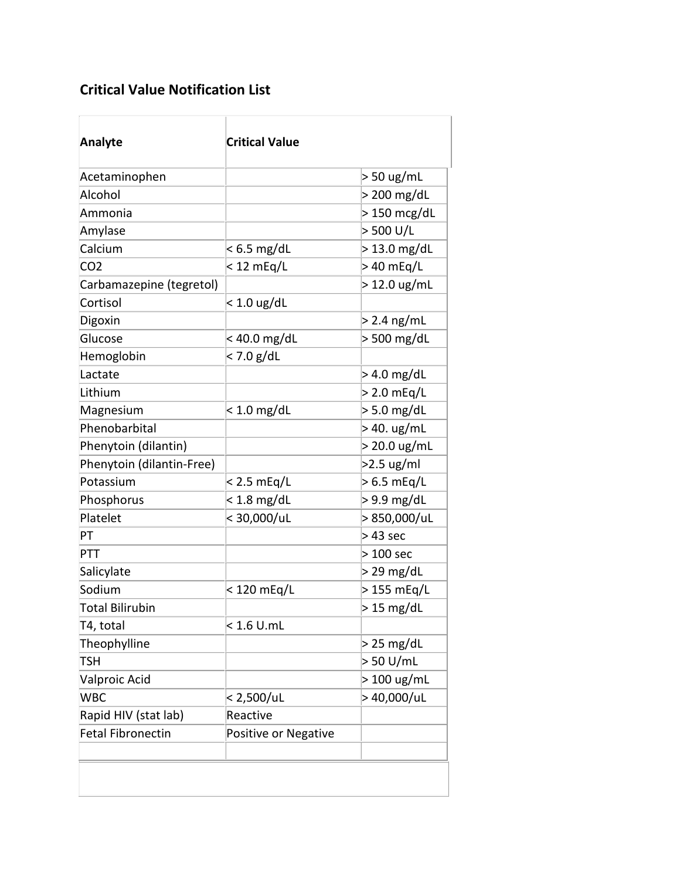# Critical Value Notification List

| Analyte | Critical Value | |
|---|---|---|
| Acetaminophen | | > 50 ug/mL |
| Alcohol | | > 200 mg/dL |
| Ammonia | | > 150 mcg/dL |
| Amylase | | > 500 U/L |
| Calcium | < 6.5 mg/dL | > 13.0 mg/dL |
| $CO_2$ | < 12 mEq/L | > 40 mEq/L |
| Carbamazepine (tegretol) | | > 12.0 ug/mL |
| Cortisol | < 1.0 ug/dL | |
| Digoxin | | > 2.4 ng/mL |
| Glucose | < 40.0 mg/dL | > 500 mg/dL |
| Hemoglobin | < 7.0 g/dL | |
| Lactate | | > 4.0 mg/dL |
| Lithium | | > 2.0 mEq/L |
| Magnesium | < 1.0 mg/dL | > 5.0 mg/dL |
| Phenobarbital | | > 40. ug/mL |
| Phenytoin (dilantin) | | > 20.0 ug/mL |
| Phenytoin (dilantin-Free) | | >2.5 ug/ml |
| Potassium | < 2.5 mEq/L | > 6.5 mEq/L |
| Phosphorus | < 1.8 mg/dL | > 9.9 mg/dL |
| Platelet | < 30,000/uL | > 850,000/uL |
| PT | | > 43 sec |
| PTT | | > 100 sec |
| Salicylate | | > 29 mg/dL |
| Sodium | < 120 mEq/L | > 155 mEq/L |
| Total Bilirubin | | > 15 mg/dL |
| T4, total | < 1.6 U.mL | |
| Theophylline | | > 25 mg/dL |
| TSH | | > 50 U/mL |
| Valproic Acid | | > 100 ug/mL |
| WBC | < 2,500/uL | > 40,000/uL |
| Rapid HIV (stat lab) | Reactive | |
| Fetal Fibronectin | Positive or Negative | |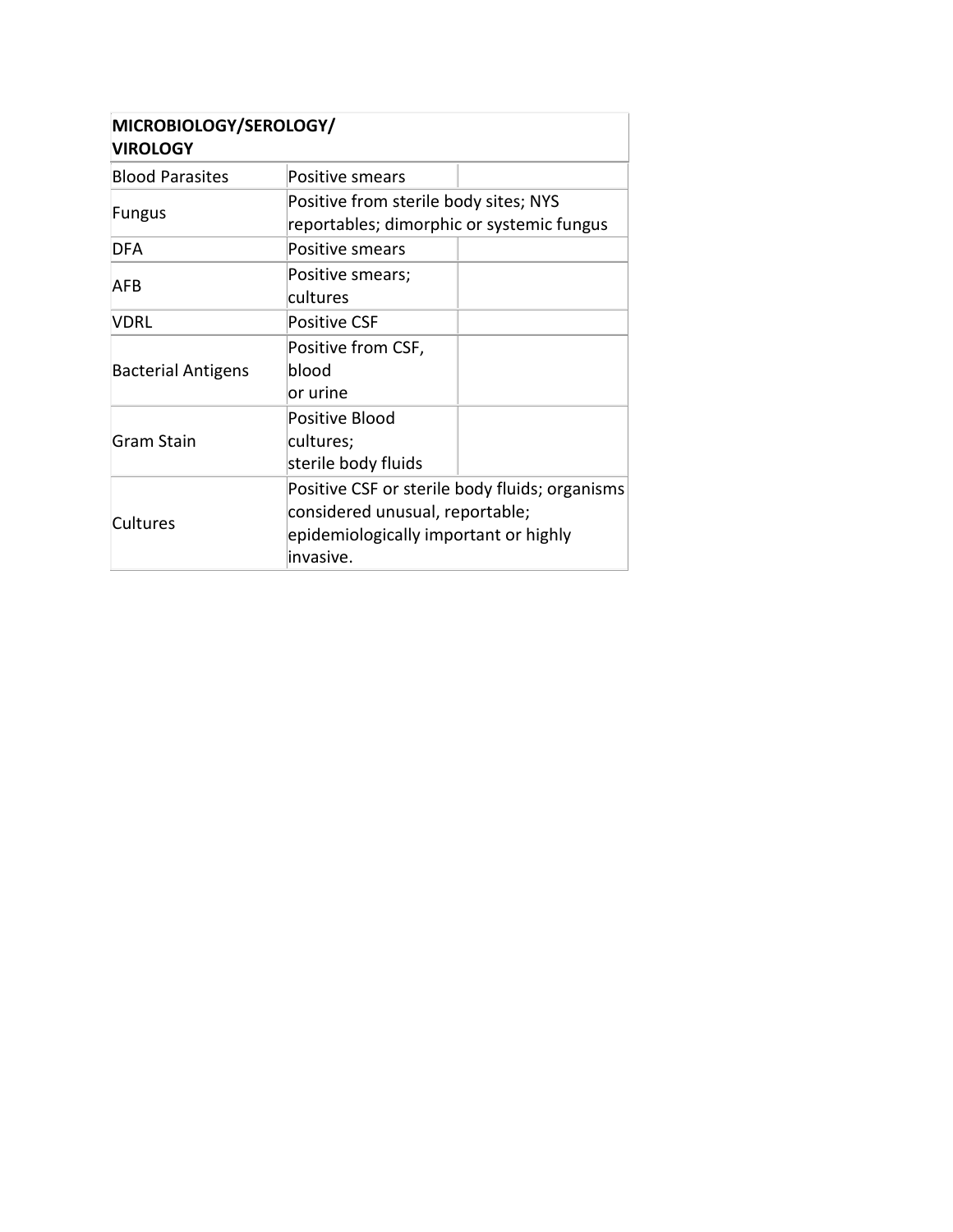| MICROBIOLOGY/SEROLOGY/ VIROLOGY | | |
|---|---|---|
| Blood Parasites | Positive smears | |
| Fungus | Positive from sterile body sites; NYS reportables; dimorphic or systemic fungus | |
| DFA | Positive smears | |
| AFB | Positive smears; cultures | |
| VDRL | Positive CSF | |
| Bacterial Antigens | Positive from CSF, blood or urine | |
| Gram Stain | Positive Blood cultures; sterile body fluids | |
| Cultures | Positive CSF or sterile body fluids; organisms considered unusual, reportable; epidemiologically important or highly invasive. | |